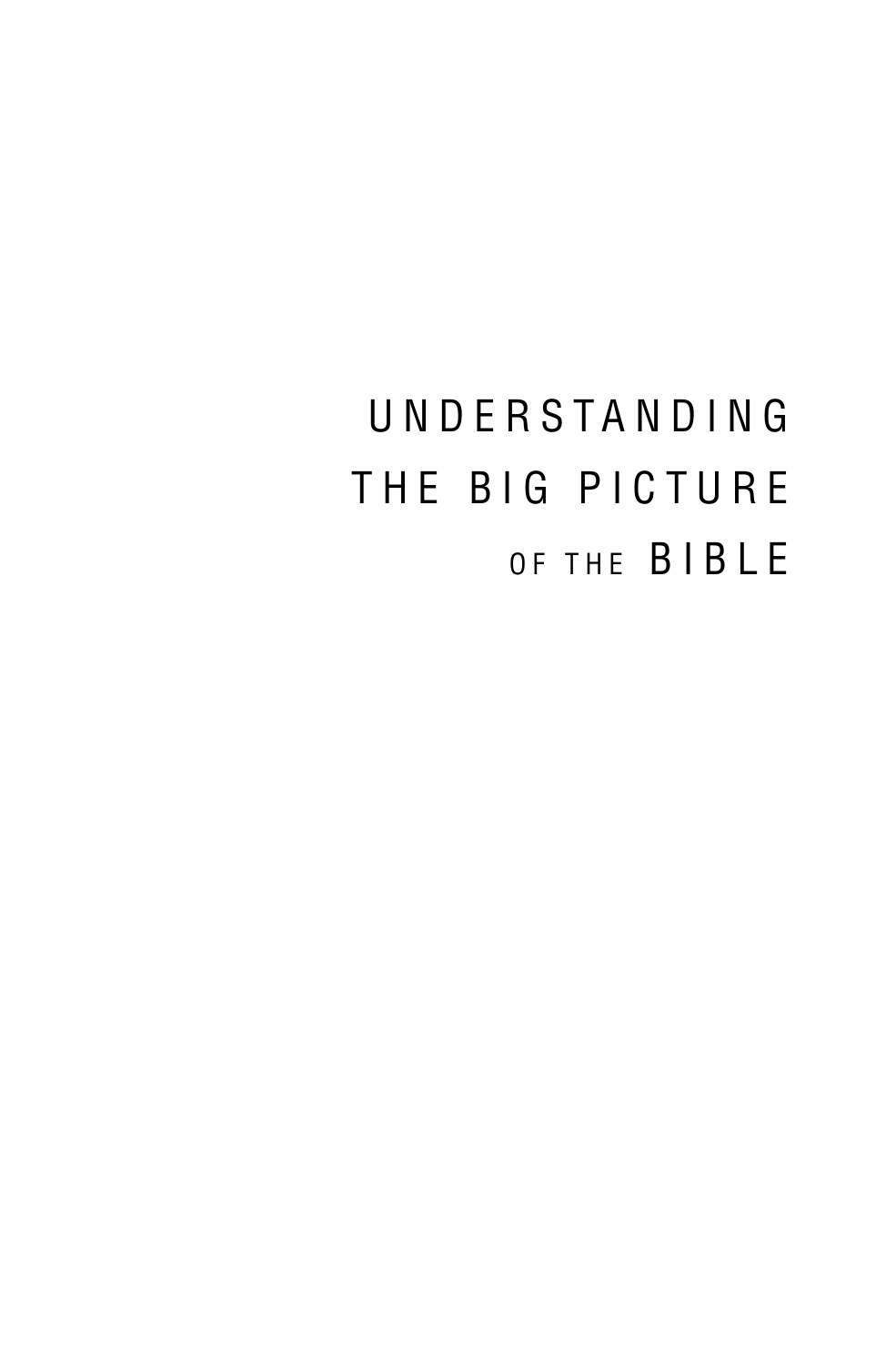# UNDERSTANDING THE BIG PICTURE OF THE BIBLE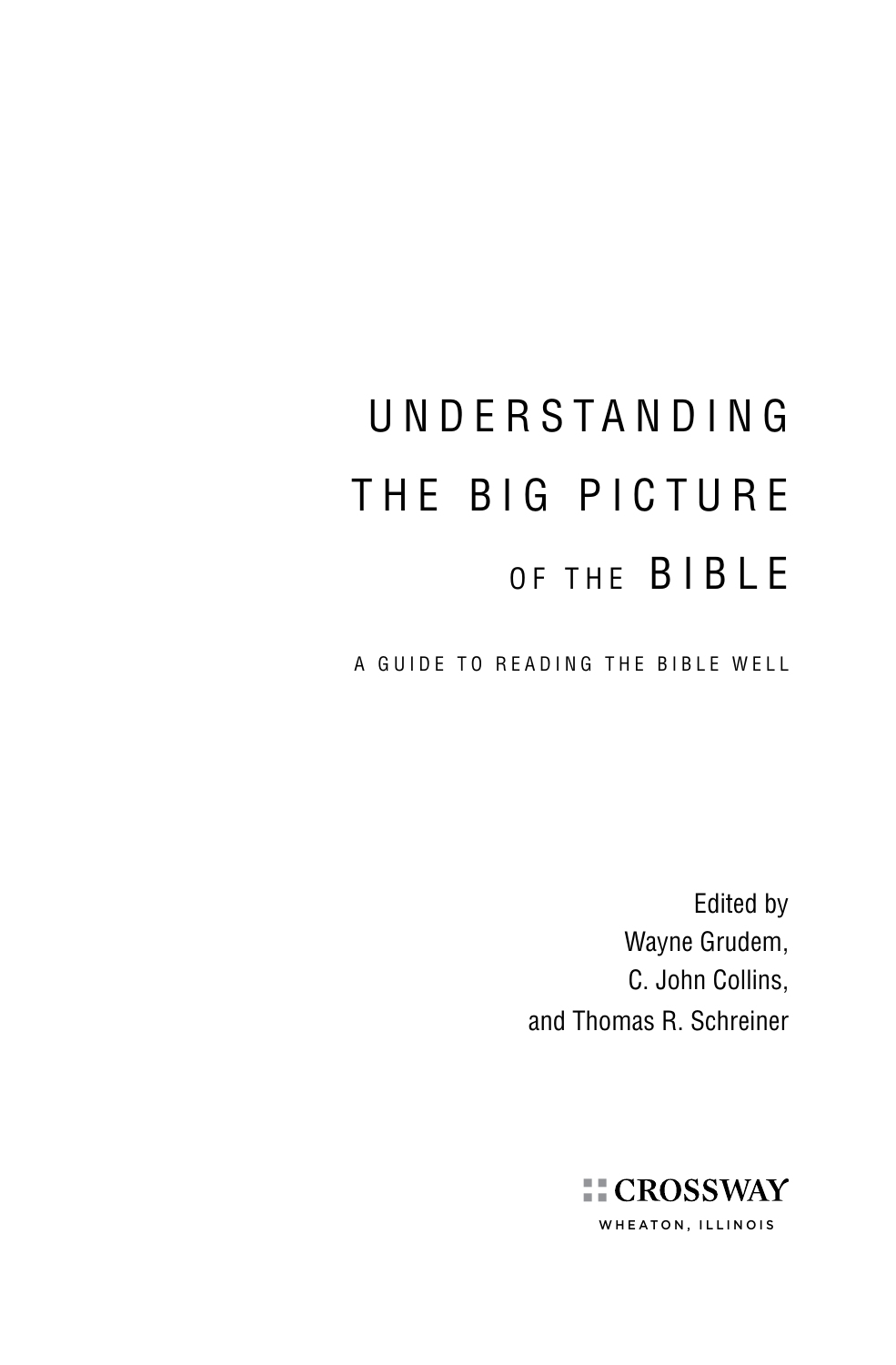# UNDERSTANDING THE BIG PICTURE OF THE BIBLE

## A GUIDE TO READING THE BIBLE WELL

Edited by
Wayne Grudem,
C. John Collins,
and Thomas R. Schreiner

CROSSWAY
WHEATON, ILLINOIS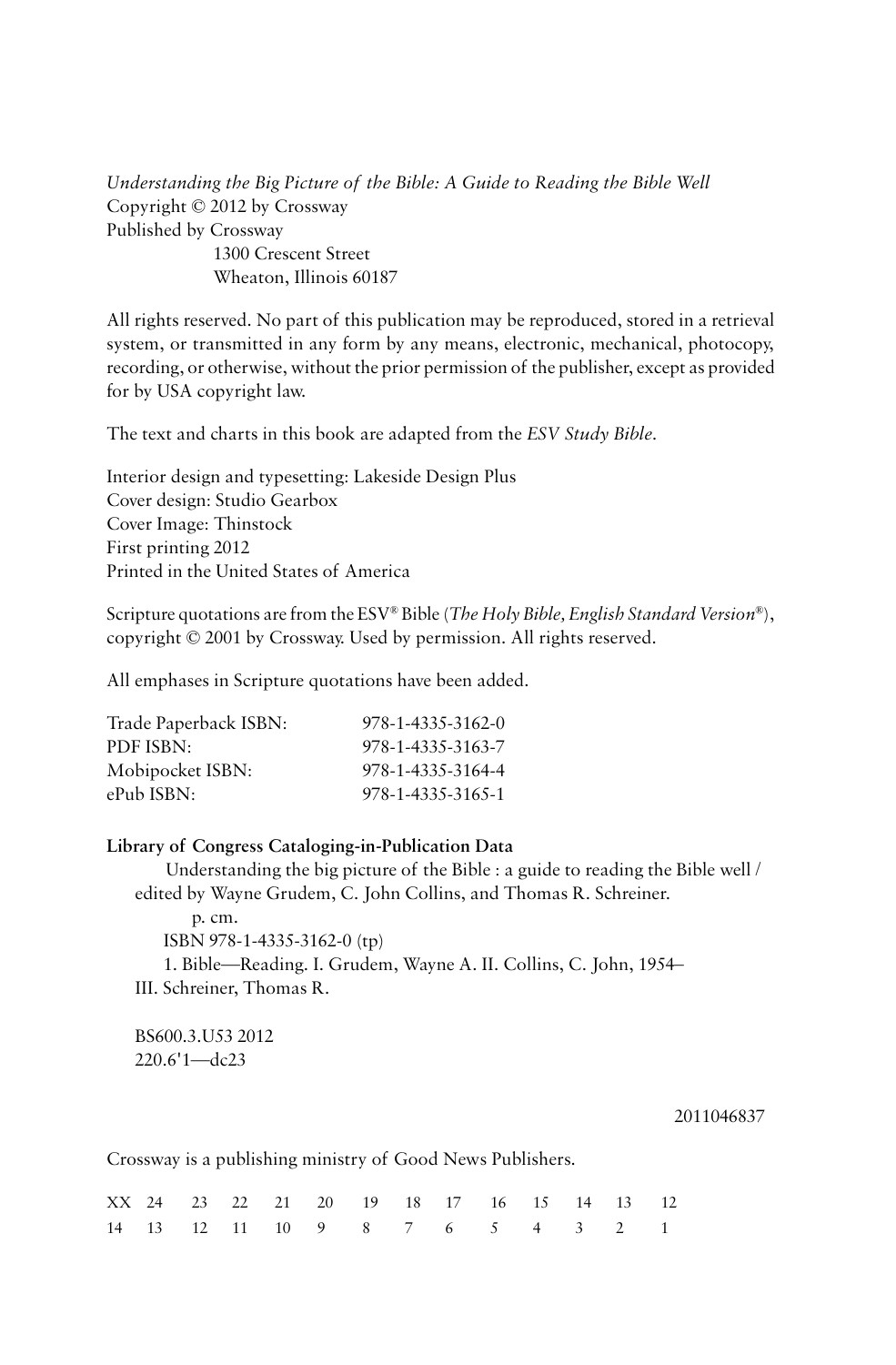*Understanding the Big Picture of the Bible: A Guide to Reading the Bible Well*
Copyright © 2012 by Crossway
Published by Crossway
1300 Crescent Street
Wheaton, Illinois 60187

All rights reserved. No part of this publication may be reproduced, stored in a retrieval system, or transmitted in any form by any means, electronic, mechanical, photocopy, recording, or otherwise, without the prior permission of the publisher, except as provided for by USA copyright law.

The text and charts in this book are adapted from the *ESV Study Bible*.

Interior design and typesetting: Lakeside Design Plus
Cover design: Studio Gearbox
Cover Image: Thinstock
First printing 2012
Printed in the United States of America

Scripture quotations are from the ESV® Bible (*The Holy Bible, English Standard Version®*), copyright © 2001 by Crossway. Used by permission. All rights reserved.

All emphases in Scripture quotations have been added.

| | |
|---|---|
| Trade Paperback ISBN: | 978-1-4335-3162-0 |
| PDF ISBN: | 978-1-4335-3163-7 |
| Mobipocket ISBN: | 978-1-4335-3164-4 |
| ePub ISBN: | 978-1-4335-3165-1 |

**Library of Congress Cataloging-in-Publication Data**

Understanding the big picture of the Bible : a guide to reading the Bible well / edited by Wayne Grudem, C. John Collins, and Thomas R. Schreiner.
p. cm.
ISBN 978-1-4335-3162-0 (tp)
1. Bible—Reading. I. Grudem, Wayne A. II. Collins, C. John, 1954– III. Schreiner, Thomas R.

BS600.3.U53 2012
220.6'1—dc23

2011046837

Crossway is a publishing ministry of Good News Publishers.

XX 24 23 22 21 20 19 18 17 16 15 14 13 12
14 13 12 11 10 9 8 7 6 5 4 3 2 1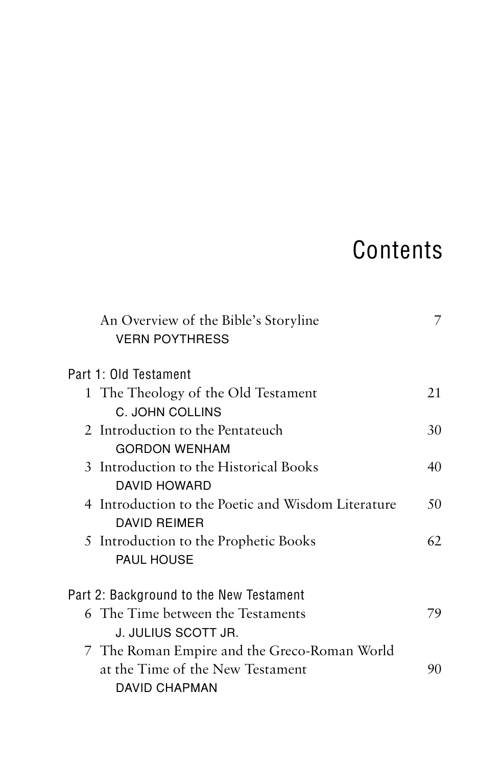# Contents

An Overview of the Bible's Storyline 7
VERN POYTHRESS

## Part 1: Old Testament

1 The Theology of the Old Testament 21
C. JOHN COLLINS

2 Introduction to the Pentateuch 30
GORDON WENHAM

3 Introduction to the Historical Books 40
DAVID HOWARD

4 Introduction to the Poetic and Wisdom Literature 50
DAVID REIMER

5 Introduction to the Prophetic Books 62
PAUL HOUSE

## Part 2: Background to the New Testament

6 The Time between the Testaments 79
J. JULIUS SCOTT JR.

7 The Roman Empire and the Greco-Roman World at the Time of the New Testament 90
DAVID CHAPMAN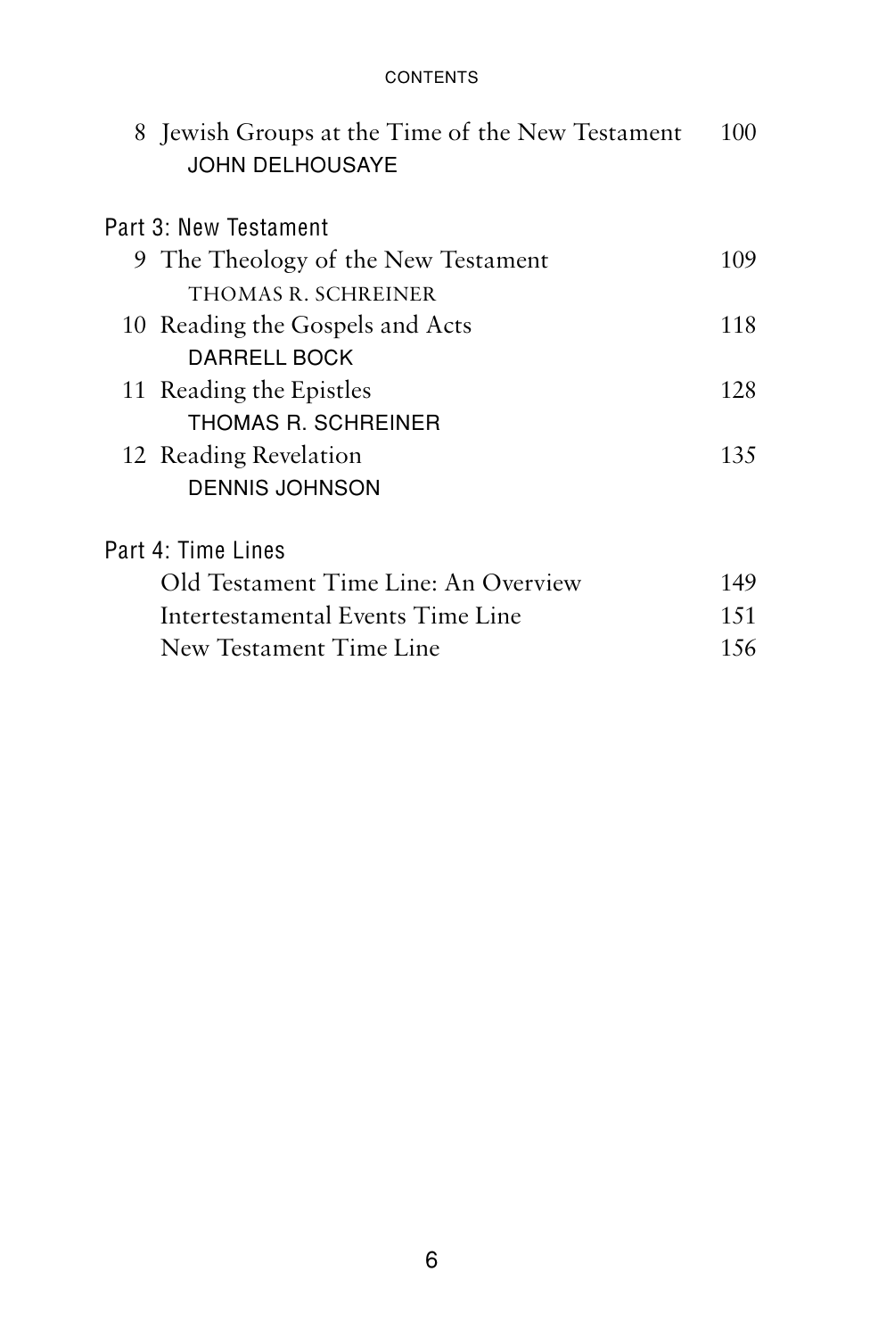8 Jewish Groups at the Time of the New Testament — 100
JOHN DELHOUSAYE

## Part 3: New Testament

9 The Theology of the New Testament — 109
THOMAS R. SCHREINER

10 Reading the Gospels and Acts — 118
DARRELL BOCK

11 Reading the Epistles — 128
THOMAS R. SCHREINER

12 Reading Revelation — 135
DENNIS JOHNSON

## Part 4: Time Lines

Old Testament Time Line: An Overview — 149

Intertestamental Events Time Line — 151

New Testament Time Line — 156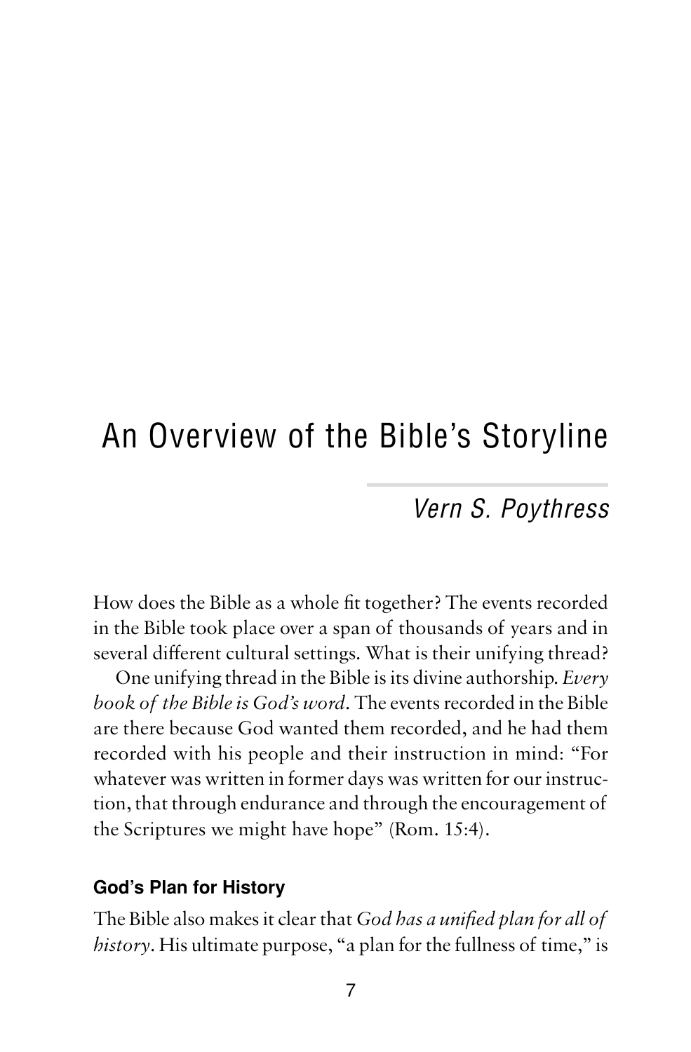# An Overview of the Bible's Storyline

*Vern S. Poythress*

How does the Bible as a whole fit together? The events recorded in the Bible took place over a span of thousands of years and in several different cultural settings. What is their unifying thread?

One unifying thread in the Bible is its divine authorship. *Every book of the Bible is God's word.* The events recorded in the Bible are there because God wanted them recorded, and he had them recorded with his people and their instruction in mind: "For whatever was written in former days was written for our instruction, that through endurance and through the encouragement of the Scriptures we might have hope" (Rom. 15:4).

### God's Plan for History

The Bible also makes it clear that *God has a unified plan for all of history*. His ultimate purpose, "a plan for the fullness of time," is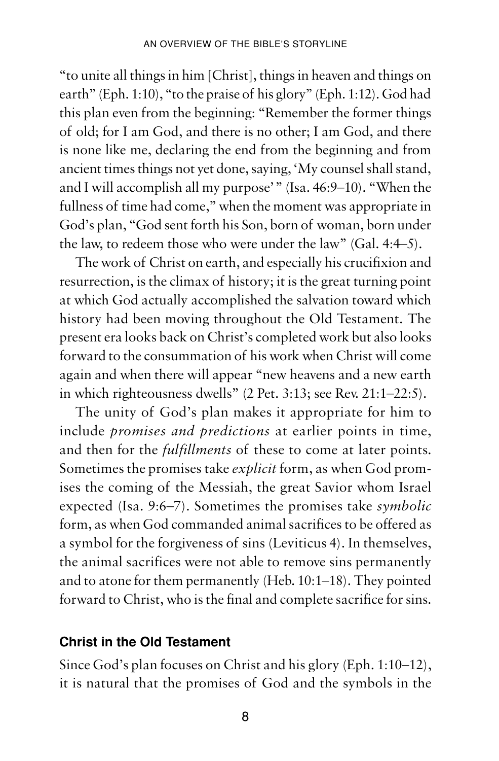"to unite all things in him [Christ], things in heaven and things on earth" (Eph. 1:10), "to the praise of his glory" (Eph. 1:12). God had this plan even from the beginning: "Remember the former things of old; for I am God, and there is no other; I am God, and there is none like me, declaring the end from the beginning and from ancient times things not yet done, saying, 'My counsel shall stand, and I will accomplish all my purpose' " (Isa. 46:9–10). "When the fullness of time had come," when the moment was appropriate in God's plan, "God sent forth his Son, born of woman, born under the law, to redeem those who were under the law" (Gal. 4:4–5).

The work of Christ on earth, and especially his crucifixion and resurrection, is the climax of history; it is the great turning point at which God actually accomplished the salvation toward which history had been moving throughout the Old Testament. The present era looks back on Christ's completed work but also looks forward to the consummation of his work when Christ will come again and when there will appear "new heavens and a new earth in which righteousness dwells" (2 Pet. 3:13; see Rev. 21:1–22:5).

The unity of God's plan makes it appropriate for him to include *promises and predictions* at earlier points in time, and then for the *fulfillments* of these to come at later points. Sometimes the promises take *explicit* form, as when God promises the coming of the Messiah, the great Savior whom Israel expected (Isa. 9:6–7). Sometimes the promises take *symbolic* form, as when God commanded animal sacrifices to be offered as a symbol for the forgiveness of sins (Leviticus 4). In themselves, the animal sacrifices were not able to remove sins permanently and to atone for them permanently (Heb. 10:1–18). They pointed forward to Christ, who is the final and complete sacrifice for sins.

## Christ in the Old Testament

Since God's plan focuses on Christ and his glory (Eph. 1:10–12), it is natural that the promises of God and the symbols in the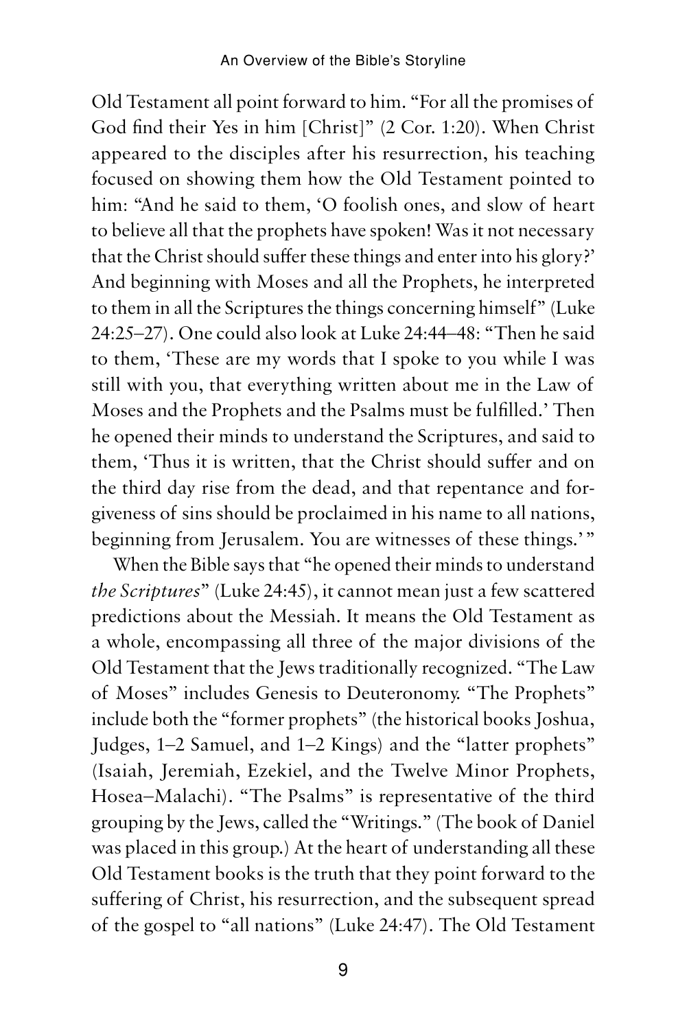Old Testament all point forward to him. "For all the promises of God find their Yes in him [Christ]" (2 Cor. 1:20). When Christ appeared to the disciples after his resurrection, his teaching focused on showing them how the Old Testament pointed to him: "And he said to them, 'O foolish ones, and slow of heart to believe all that the prophets have spoken! Was it not necessary that the Christ should suffer these things and enter into his glory?' And beginning with Moses and all the Prophets, he interpreted to them in all the Scriptures the things concerning himself" (Luke 24:25–27). One could also look at Luke 24:44–48: "Then he said to them, 'These are my words that I spoke to you while I was still with you, that everything written about me in the Law of Moses and the Prophets and the Psalms must be fulfilled.' Then he opened their minds to understand the Scriptures, and said to them, 'Thus it is written, that the Christ should suffer and on the third day rise from the dead, and that repentance and forgiveness of sins should be proclaimed in his name to all nations, beginning from Jerusalem. You are witnesses of these things.' "

When the Bible says that "he opened their minds to understand *the Scriptures*" (Luke 24:45), it cannot mean just a few scattered predictions about the Messiah. It means the Old Testament as a whole, encompassing all three of the major divisions of the Old Testament that the Jews traditionally recognized. "The Law of Moses" includes Genesis to Deuteronomy. "The Prophets" include both the "former prophets" (the historical books Joshua, Judges, 1–2 Samuel, and 1–2 Kings) and the "latter prophets" (Isaiah, Jeremiah, Ezekiel, and the Twelve Minor Prophets, Hosea–Malachi). "The Psalms" is representative of the third grouping by the Jews, called the "Writings." (The book of Daniel was placed in this group.) At the heart of understanding all these Old Testament books is the truth that they point forward to the suffering of Christ, his resurrection, and the subsequent spread of the gospel to "all nations" (Luke 24:47). The Old Testament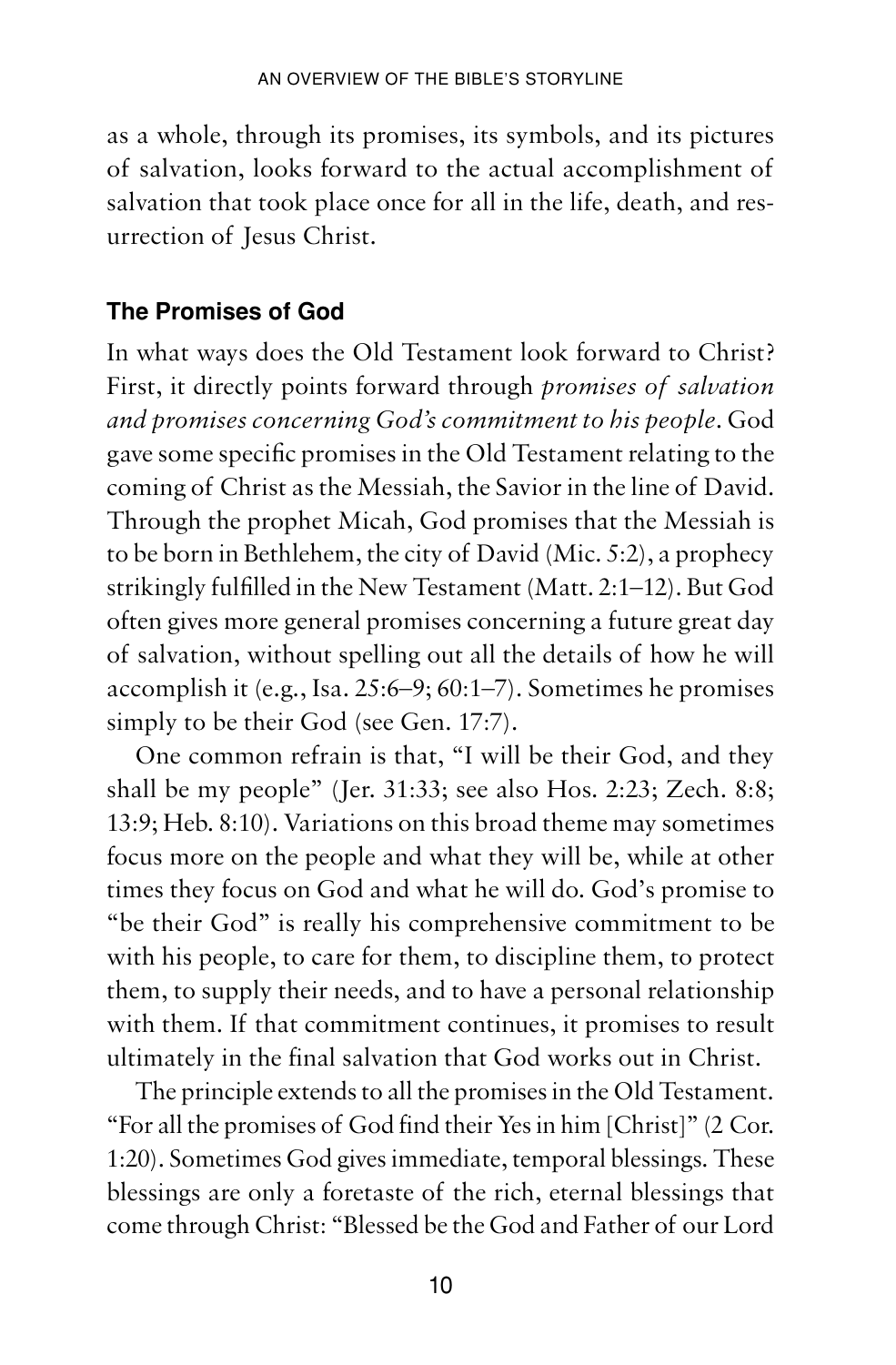as a whole, through its promises, its symbols, and its pictures of salvation, looks forward to the actual accomplishment of salvation that took place once for all in the life, death, and resurrection of Jesus Christ.

### The Promises of God

In what ways does the Old Testament look forward to Christ? First, it directly points forward through *promises of salvation and promises concerning God's commitment to his people*. God gave some specific promises in the Old Testament relating to the coming of Christ as the Messiah, the Savior in the line of David. Through the prophet Micah, God promises that the Messiah is to be born in Bethlehem, the city of David (Mic. 5:2), a prophecy strikingly fulfilled in the New Testament (Matt. 2:1–12). But God often gives more general promises concerning a future great day of salvation, without spelling out all the details of how he will accomplish it (e.g., Isa. 25:6–9; 60:1–7). Sometimes he promises simply to be their God (see Gen. 17:7).

One common refrain is that, "I will be their God, and they shall be my people" (Jer. 31:33; see also Hos. 2:23; Zech. 8:8; 13:9; Heb. 8:10). Variations on this broad theme may sometimes focus more on the people and what they will be, while at other times they focus on God and what he will do. God's promise to "be their God" is really his comprehensive commitment to be with his people, to care for them, to discipline them, to protect them, to supply their needs, and to have a personal relationship with them. If that commitment continues, it promises to result ultimately in the final salvation that God works out in Christ.

The principle extends to all the promises in the Old Testament. "For all the promises of God find their Yes in him [Christ]" (2 Cor. 1:20). Sometimes God gives immediate, temporal blessings. These blessings are only a foretaste of the rich, eternal blessings that come through Christ: "Blessed be the God and Father of our Lord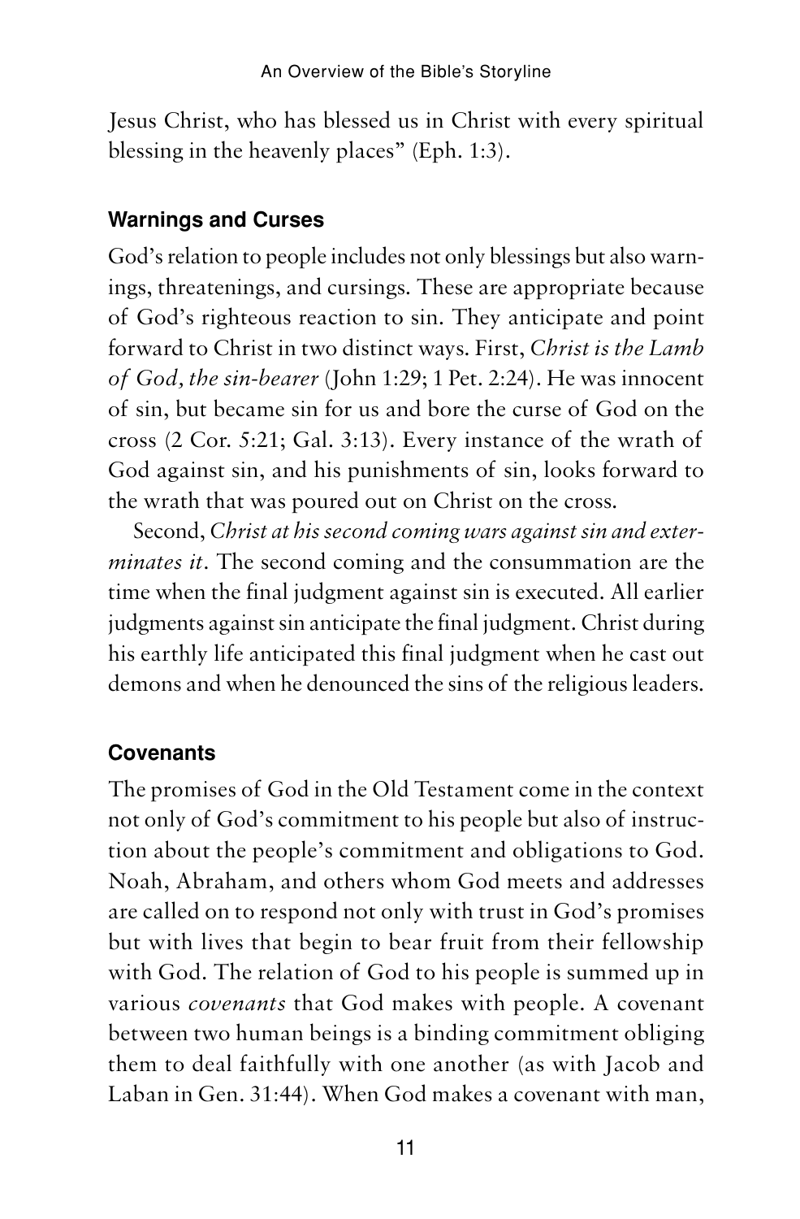Jesus Christ, who has blessed us in Christ with every spiritual blessing in the heavenly places" (Eph. 1:3).

### Warnings and Curses

God's relation to people includes not only blessings but also warnings, threatenings, and cursings. These are appropriate because of God's righteous reaction to sin. They anticipate and point forward to Christ in two distinct ways. First, *Christ is the Lamb of God, the sin-bearer* (John 1:29; 1 Pet. 2:24). He was innocent of sin, but became sin for us and bore the curse of God on the cross (2 Cor. 5:21; Gal. 3:13). Every instance of the wrath of God against sin, and his punishments of sin, looks forward to the wrath that was poured out on Christ on the cross.

Second, *Christ at his second coming wars against sin and exterminates it*. The second coming and the consummation are the time when the final judgment against sin is executed. All earlier judgments against sin anticipate the final judgment. Christ during his earthly life anticipated this final judgment when he cast out demons and when he denounced the sins of the religious leaders.

### Covenants

The promises of God in the Old Testament come in the context not only of God's commitment to his people but also of instruction about the people's commitment and obligations to God. Noah, Abraham, and others whom God meets and addresses are called on to respond not only with trust in God's promises but with lives that begin to bear fruit from their fellowship with God. The relation of God to his people is summed up in various *covenants* that God makes with people. A covenant between two human beings is a binding commitment obliging them to deal faithfully with one another (as with Jacob and Laban in Gen. 31:44). When God makes a covenant with man,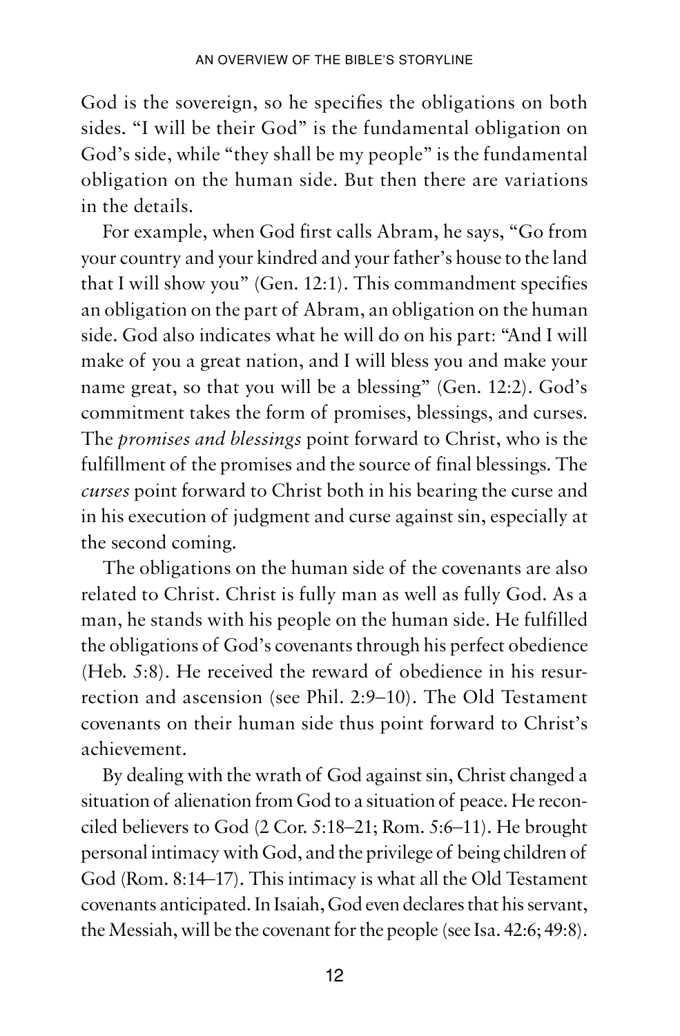God is the sovereign, so he specifies the obligations on both sides. "I will be their God" is the fundamental obligation on God's side, while "they shall be my people" is the fundamental obligation on the human side. But then there are variations in the details.

For example, when God first calls Abram, he says, "Go from your country and your kindred and your father's house to the land that I will show you" (Gen. 12:1). This commandment specifies an obligation on the part of Abram, an obligation on the human side. God also indicates what he will do on his part: "And I will make of you a great nation, and I will bless you and make your name great, so that you will be a blessing" (Gen. 12:2). God's commitment takes the form of promises, blessings, and curses. The *promises and blessings* point forward to Christ, who is the fulfillment of the promises and the source of final blessings. The *curses* point forward to Christ both in his bearing the curse and in his execution of judgment and curse against sin, especially at the second coming.

The obligations on the human side of the covenants are also related to Christ. Christ is fully man as well as fully God. As a man, he stands with his people on the human side. He fulfilled the obligations of God's covenants through his perfect obedience (Heb. 5:8). He received the reward of obedience in his resurrection and ascension (see Phil. 2:9–10). The Old Testament covenants on their human side thus point forward to Christ's achievement.

By dealing with the wrath of God against sin, Christ changed a situation of alienation from God to a situation of peace. He reconciled believers to God (2 Cor. 5:18–21; Rom. 5:6–11). He brought personal intimacy with God, and the privilege of being children of God (Rom. 8:14–17). This intimacy is what all the Old Testament covenants anticipated. In Isaiah, God even declares that his servant, the Messiah, will be the covenant for the people (see Isa. 42:6; 49:8).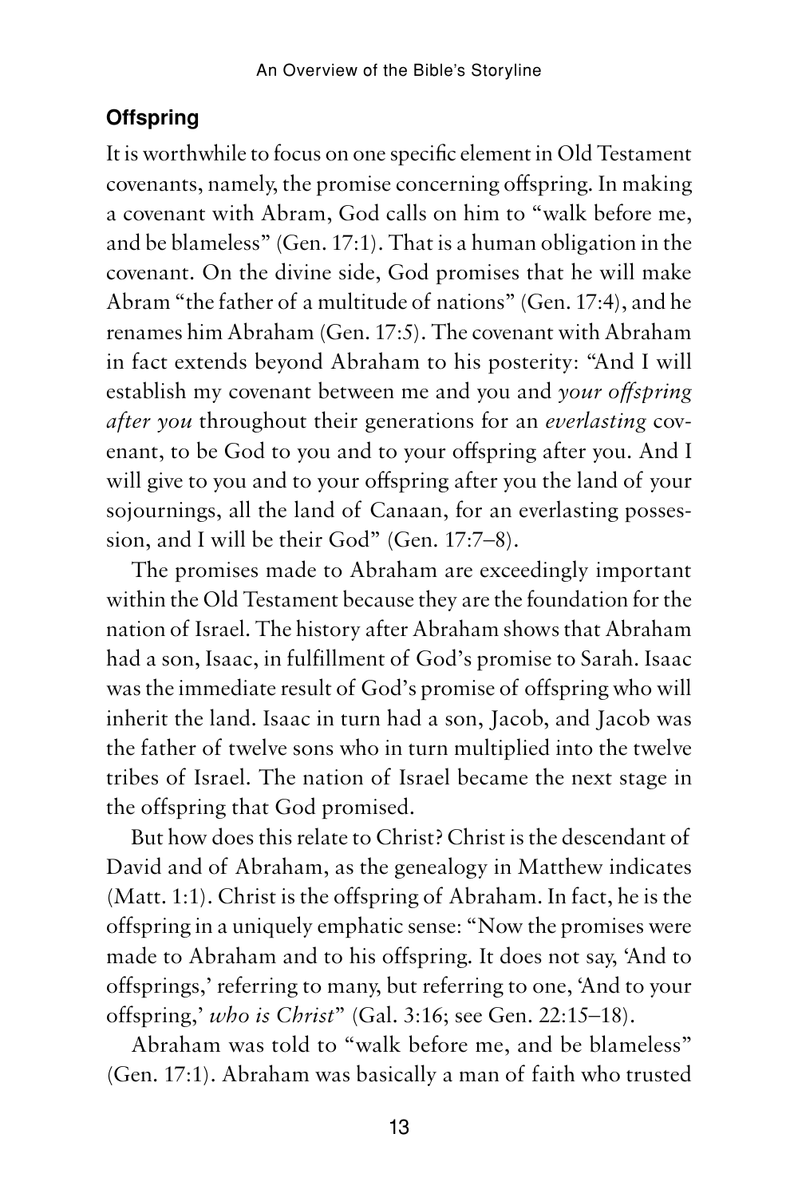## Offspring

It is worthwhile to focus on one specific element in Old Testament covenants, namely, the promise concerning offspring. In making a covenant with Abram, God calls on him to "walk before me, and be blameless" (Gen. 17:1). That is a human obligation in the covenant. On the divine side, God promises that he will make Abram "the father of a multitude of nations" (Gen. 17:4), and he renames him Abraham (Gen. 17:5). The covenant with Abraham in fact extends beyond Abraham to his posterity: "And I will establish my covenant between me and you and *your offspring after you* throughout their generations for an *everlasting* covenant, to be God to you and to your offspring after you. And I will give to you and to your offspring after you the land of your sojournings, all the land of Canaan, for an everlasting possession, and I will be their God" (Gen. 17:7–8).

The promises made to Abraham are exceedingly important within the Old Testament because they are the foundation for the nation of Israel. The history after Abraham shows that Abraham had a son, Isaac, in fulfillment of God's promise to Sarah. Isaac was the immediate result of God's promise of offspring who will inherit the land. Isaac in turn had a son, Jacob, and Jacob was the father of twelve sons who in turn multiplied into the twelve tribes of Israel. The nation of Israel became the next stage in the offspring that God promised.

But how does this relate to Christ? Christ is the descendant of David and of Abraham, as the genealogy in Matthew indicates (Matt. 1:1). Christ is the offspring of Abraham. In fact, he is the offspring in a uniquely emphatic sense: "Now the promises were made to Abraham and to his offspring. It does not say, 'And to offsprings,' referring to many, but referring to one, 'And to your offspring,' *who is Christ*" (Gal. 3:16; see Gen. 22:15–18).

Abraham was told to "walk before me, and be blameless" (Gen. 17:1). Abraham was basically a man of faith who trusted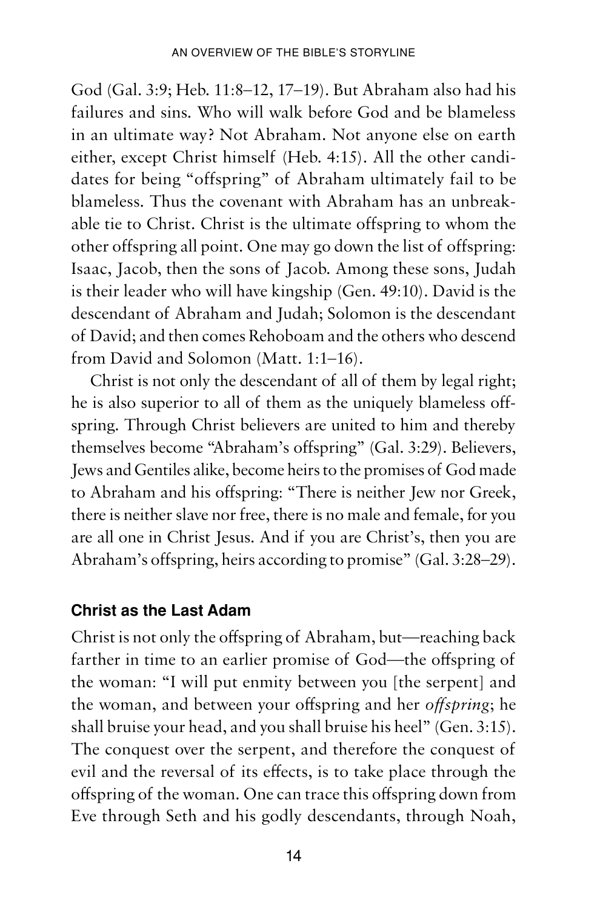God (Gal. 3:9; Heb. 11:8–12, 17–19). But Abraham also had his failures and sins. Who will walk before God and be blameless in an ultimate way? Not Abraham. Not anyone else on earth either, except Christ himself (Heb. 4:15). All the other candidates for being "offspring" of Abraham ultimately fail to be blameless. Thus the covenant with Abraham has an unbreakable tie to Christ. Christ is the ultimate offspring to whom the other offspring all point. One may go down the list of offspring: Isaac, Jacob, then the sons of Jacob. Among these sons, Judah is their leader who will have kingship (Gen. 49:10). David is the descendant of Abraham and Judah; Solomon is the descendant of David; and then comes Rehoboam and the others who descend from David and Solomon (Matt. 1:1–16).

Christ is not only the descendant of all of them by legal right; he is also superior to all of them as the uniquely blameless offspring. Through Christ believers are united to him and thereby themselves become "Abraham's offspring" (Gal. 3:29). Believers, Jews and Gentiles alike, become heirs to the promises of God made to Abraham and his offspring: "There is neither Jew nor Greek, there is neither slave nor free, there is no male and female, for you are all one in Christ Jesus. And if you are Christ's, then you are Abraham's offspring, heirs according to promise" (Gal. 3:28–29).

### Christ as the Last Adam

Christ is not only the offspring of Abraham, but—reaching back farther in time to an earlier promise of God—the offspring of the woman: "I will put enmity between you [the serpent] and the woman, and between your offspring and her *offspring*; he shall bruise your head, and you shall bruise his heel" (Gen. 3:15). The conquest over the serpent, and therefore the conquest of evil and the reversal of its effects, is to take place through the offspring of the woman. One can trace this offspring down from Eve through Seth and his godly descendants, through Noah,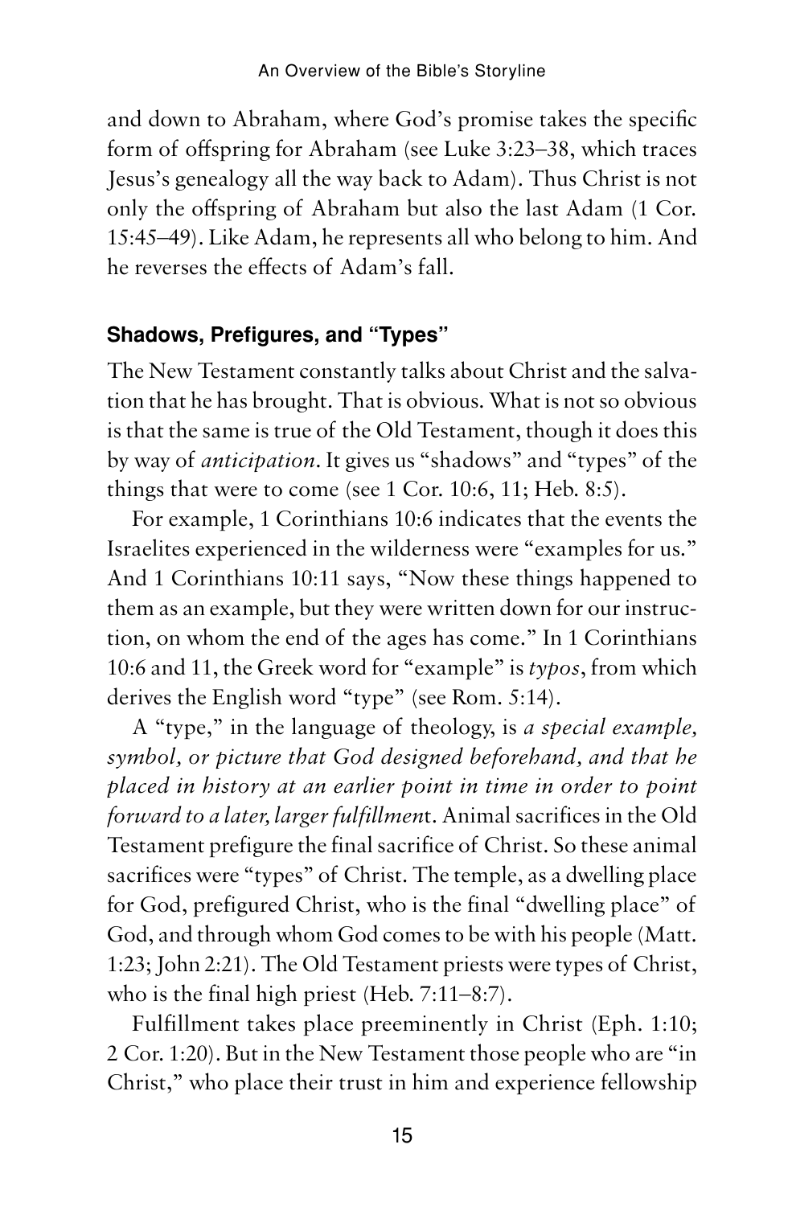and down to Abraham, where God's promise takes the specific form of offspring for Abraham (see Luke 3:23–38, which traces Jesus's genealogy all the way back to Adam). Thus Christ is not only the offspring of Abraham but also the last Adam (1 Cor. 15:45–49). Like Adam, he represents all who belong to him. And he reverses the effects of Adam's fall.

### Shadows, Prefigures, and "Types"

The New Testament constantly talks about Christ and the salvation that he has brought. That is obvious. What is not so obvious is that the same is true of the Old Testament, though it does this by way of *anticipation*. It gives us "shadows" and "types" of the things that were to come (see 1 Cor. 10:6, 11; Heb. 8:5).

For example, 1 Corinthians 10:6 indicates that the events the Israelites experienced in the wilderness were "examples for us." And 1 Corinthians 10:11 says, "Now these things happened to them as an example, but they were written down for our instruction, on whom the end of the ages has come." In 1 Corinthians 10:6 and 11, the Greek word for "example" is *typos*, from which derives the English word "type" (see Rom. 5:14).

A "type," in the language of theology, is *a special example, symbol, or picture that God designed beforehand, and that he placed in history at an earlier point in time in order to point forward to a later, larger fulfillment*. Animal sacrifices in the Old Testament prefigure the final sacrifice of Christ. So these animal sacrifices were "types" of Christ. The temple, as a dwelling place for God, prefigured Christ, who is the final "dwelling place" of God, and through whom God comes to be with his people (Matt. 1:23; John 2:21). The Old Testament priests were types of Christ, who is the final high priest (Heb. 7:11–8:7).

Fulfillment takes place preeminently in Christ (Eph. 1:10; 2 Cor. 1:20). But in the New Testament those people who are "in Christ," who place their trust in him and experience fellowship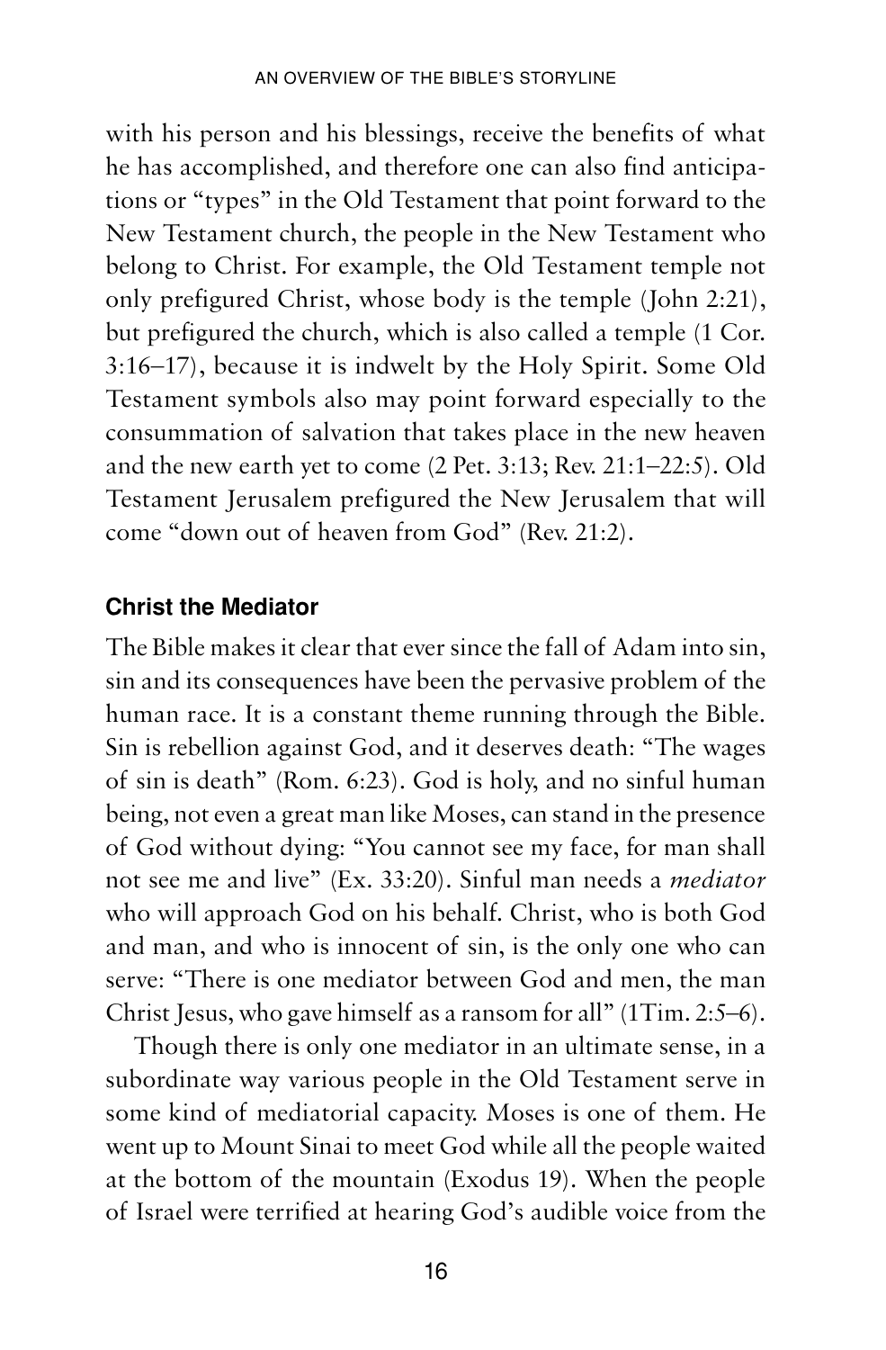with his person and his blessings, receive the benefits of what he has accomplished, and therefore one can also find anticipations or "types" in the Old Testament that point forward to the New Testament church, the people in the New Testament who belong to Christ. For example, the Old Testament temple not only prefigured Christ, whose body is the temple (John 2:21), but prefigured the church, which is also called a temple (1 Cor. 3:16–17), because it is indwelt by the Holy Spirit. Some Old Testament symbols also may point forward especially to the consummation of salvation that takes place in the new heaven and the new earth yet to come (2 Pet. 3:13; Rev. 21:1–22:5). Old Testament Jerusalem prefigured the New Jerusalem that will come "down out of heaven from God" (Rev. 21:2).

### Christ the Mediator

The Bible makes it clear that ever since the fall of Adam into sin, sin and its consequences have been the pervasive problem of the human race. It is a constant theme running through the Bible. Sin is rebellion against God, and it deserves death: "The wages of sin is death" (Rom. 6:23). God is holy, and no sinful human being, not even a great man like Moses, can stand in the presence of God without dying: "You cannot see my face, for man shall not see me and live" (Ex. 33:20). Sinful man needs a *mediator* who will approach God on his behalf. Christ, who is both God and man, and who is innocent of sin, is the only one who can serve: "There is one mediator between God and men, the man Christ Jesus, who gave himself as a ransom for all" (1Tim. 2:5–6).

Though there is only one mediator in an ultimate sense, in a subordinate way various people in the Old Testament serve in some kind of mediatorial capacity. Moses is one of them. He went up to Mount Sinai to meet God while all the people waited at the bottom of the mountain (Exodus 19). When the people of Israel were terrified at hearing God's audible voice from the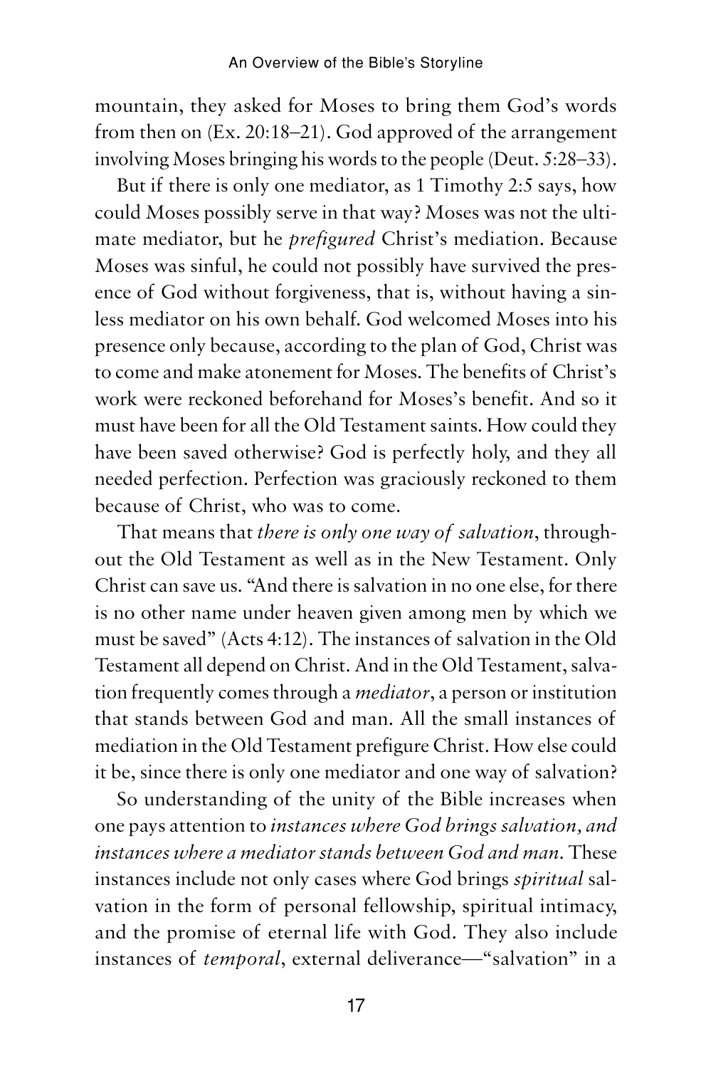mountain, they asked for Moses to bring them God's words from then on (Ex. 20:18–21). God approved of the arrangement involving Moses bringing his words to the people (Deut. 5:28–33).

But if there is only one mediator, as 1 Timothy 2:5 says, how could Moses possibly serve in that way? Moses was not the ultimate mediator, but he *prefigured* Christ's mediation. Because Moses was sinful, he could not possibly have survived the presence of God without forgiveness, that is, without having a sinless mediator on his own behalf. God welcomed Moses into his presence only because, according to the plan of God, Christ was to come and make atonement for Moses. The benefits of Christ's work were reckoned beforehand for Moses's benefit. And so it must have been for all the Old Testament saints. How could they have been saved otherwise? God is perfectly holy, and they all needed perfection. Perfection was graciously reckoned to them because of Christ, who was to come.

That means that *there is only one way of salvation*, throughout the Old Testament as well as in the New Testament. Only Christ can save us. "And there is salvation in no one else, for there is no other name under heaven given among men by which we must be saved" (Acts 4:12). The instances of salvation in the Old Testament all depend on Christ. And in the Old Testament, salvation frequently comes through a *mediator*, a person or institution that stands between God and man. All the small instances of mediation in the Old Testament prefigure Christ. How else could it be, since there is only one mediator and one way of salvation?

So understanding of the unity of the Bible increases when one pays attention to *instances where God brings salvation, and instances where a mediator stands between God and man*. These instances include not only cases where God brings *spiritual* salvation in the form of personal fellowship, spiritual intimacy, and the promise of eternal life with God. They also include instances of *temporal*, external deliverance—"salvation" in a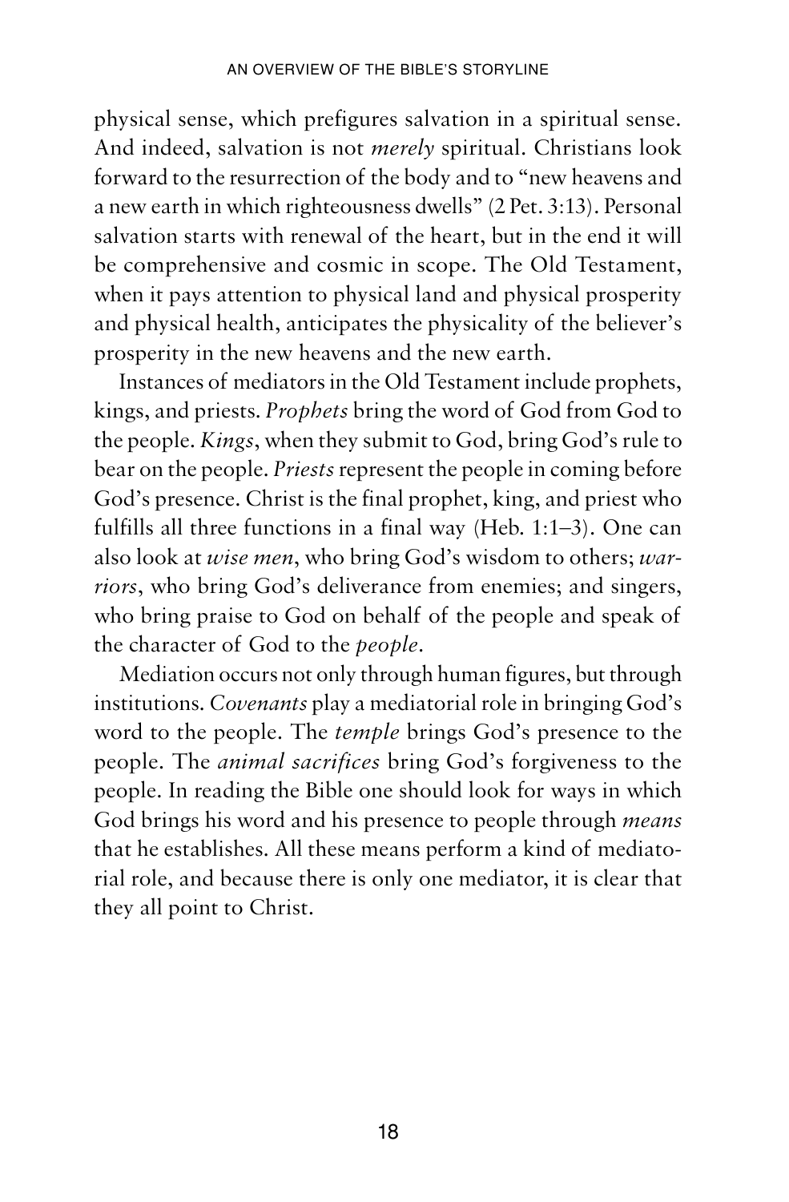physical sense, which prefigures salvation in a spiritual sense. And indeed, salvation is not *merely* spiritual. Christians look forward to the resurrection of the body and to "new heavens and a new earth in which righteousness dwells" (2 Pet. 3:13). Personal salvation starts with renewal of the heart, but in the end it will be comprehensive and cosmic in scope. The Old Testament, when it pays attention to physical land and physical prosperity and physical health, anticipates the physicality of the believer's prosperity in the new heavens and the new earth.

Instances of mediators in the Old Testament include prophets, kings, and priests. *Prophets* bring the word of God from God to the people. *Kings*, when they submit to God, bring God's rule to bear on the people. *Priests* represent the people in coming before God's presence. Christ is the final prophet, king, and priest who fulfills all three functions in a final way (Heb. 1:1–3). One can also look at *wise men*, who bring God's wisdom to others; *warriors*, who bring God's deliverance from enemies; and singers, who bring praise to God on behalf of the people and speak of the character of God to the *people*.

Mediation occurs not only through human figures, but through institutions. *Covenants* play a mediatorial role in bringing God's word to the people. The *temple* brings God's presence to the people. The *animal sacrifices* bring God's forgiveness to the people. In reading the Bible one should look for ways in which God brings his word and his presence to people through *means* that he establishes. All these means perform a kind of mediatorial role, and because there is only one mediator, it is clear that they all point to Christ.